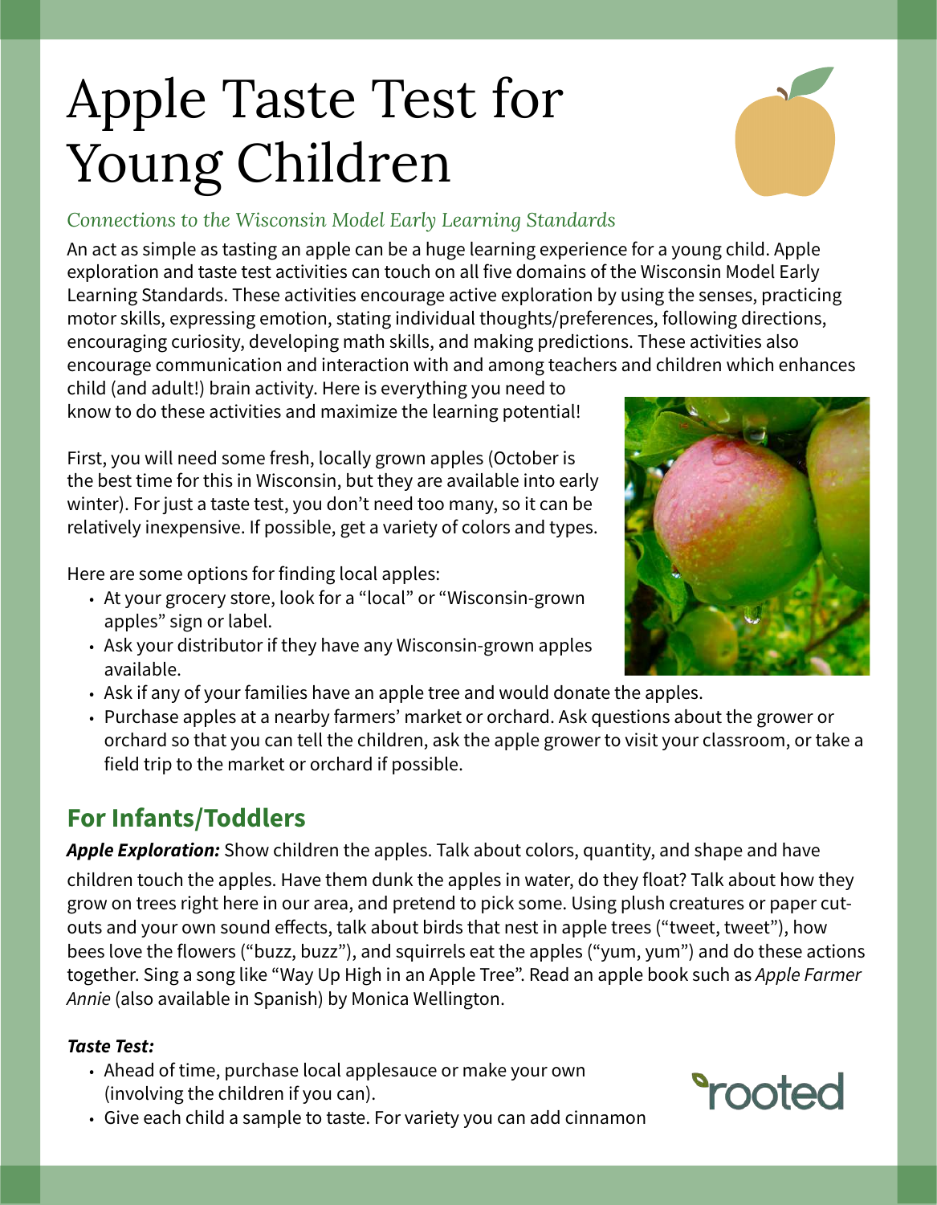# Apple Taste Test for Young Children

*Connections to the Wisconsin Model Early Learning Standards*

An act as simple as tasting an apple can be a huge learning experience for a young child. Apple exploration and taste test activities can touch on all five domains of the Wisconsin Model Early Learning Standards. These activities encourage active exploration by using the senses, practicing motor skills, expressing emotion, stating individual thoughts/preferences, following directions, encouraging curiosity, developing math skills, and making predictions. These activities also encourage communication and interaction with and among teachers and children which enhances child (and adult!) brain activity. Here is everything you need to know to do these activities and maximize the learning potential!

First, you will need some fresh, locally grown apples (October is the best time for this in Wisconsin, but they are available into early winter). For just a taste test, you don't need too many, so it can be relatively inexpensive. If possible, get a variety of colors and types.

Here are some options for finding local apples:

- At your grocery store, look for a "local" or "Wisconsin-grown apples" sign or label.
- Ask your distributor if they have any Wisconsin-grown apples available.
- Ask if any of your families have an apple tree and would donate the apples.
- Purchase apples at a nearby farmers' market or orchard. Ask questions about the grower or orchard so that you can tell the children, ask the apple grower to visit your classroom, or take a field trip to the market or orchard if possible.

## For Infants/Toddlers

***Apple Exploration:*** Show children the apples. Talk about colors, quantity, and shape and have children touch the apples. Have them dunk the apples in water, do they float? Talk about how they grow on trees right here in our area, and pretend to pick some. Using plush creatures or paper cut-outs and your own sound effects, talk about birds that nest in apple trees ("tweet, tweet"), how bees love the flowers ("buzz, buzz"), and squirrels eat the apples ("yum, yum") and do these actions together. Sing a song like "Way Up High in an Apple Tree". Read an apple book such as *Apple Farmer Annie* (also available in Spanish) by Monica Wellington.

***Taste Test:***

- Ahead of time, purchase local applesauce or make your own (involving the children if you can).
- Give each child a sample to taste. For variety you can add cinnamon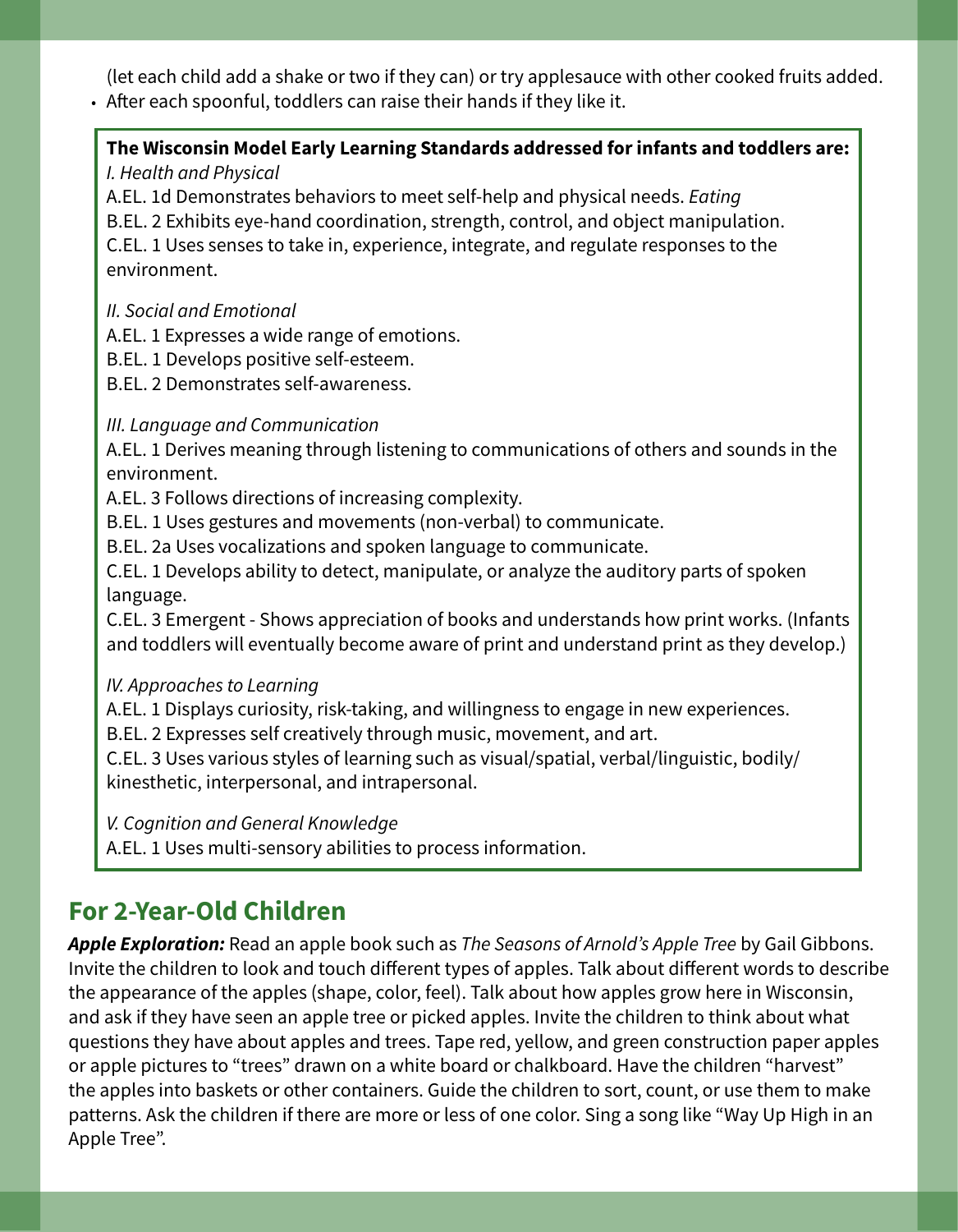(let each child add a shake or two if they can) or try applesauce with other cooked fruits added.

- After each spoonful, toddlers can raise their hands if they like it.

**The Wisconsin Model Early Learning Standards addressed for infants and toddlers are:**

*I. Health and Physical*

A.EL. 1d Demonstrates behaviors to meet self-help and physical needs. *Eating*

B.EL. 2 Exhibits eye-hand coordination, strength, control, and object manipulation.

C.EL. 1 Uses senses to take in, experience, integrate, and regulate responses to the environment.

*II. Social and Emotional*

A.EL. 1 Expresses a wide range of emotions.

B.EL. 1 Develops positive self-esteem.

B.EL. 2 Demonstrates self-awareness.

*III. Language and Communication*

A.EL. 1 Derives meaning through listening to communications of others and sounds in the environment.

A.EL. 3 Follows directions of increasing complexity.

B.EL. 1 Uses gestures and movements (non-verbal) to communicate.

B.EL. 2a Uses vocalizations and spoken language to communicate.

C.EL. 1 Develops ability to detect, manipulate, or analyze the auditory parts of spoken language.

C.EL. 3 Emergent - Shows appreciation of books and understands how print works. (Infants and toddlers will eventually become aware of print and understand print as they develop.)

*IV. Approaches to Learning*

A.EL. 1 Displays curiosity, risk-taking, and willingness to engage in new experiences.

B.EL. 2 Expresses self creatively through music, movement, and art.

C.EL. 3 Uses various styles of learning such as visual/spatial, verbal/linguistic, bodily/kinesthetic, interpersonal, and intrapersonal.

*V. Cognition and General Knowledge*

A.EL. 1 Uses multi-sensory abilities to process information.

## For 2-Year-Old Children

***Apple Exploration:*** Read an apple book such as *The Seasons of Arnold's Apple Tree* by Gail Gibbons. Invite the children to look and touch different types of apples. Talk about different words to describe the appearance of the apples (shape, color, feel). Talk about how apples grow here in Wisconsin, and ask if they have seen an apple tree or picked apples. Invite the children to think about what questions they have about apples and trees. Tape red, yellow, and green construction paper apples or apple pictures to "trees" drawn on a white board or chalkboard. Have the children "harvest" the apples into baskets or other containers. Guide the children to sort, count, or use them to make patterns. Ask the children if there are more or less of one color. Sing a song like "Way Up High in an Apple Tree".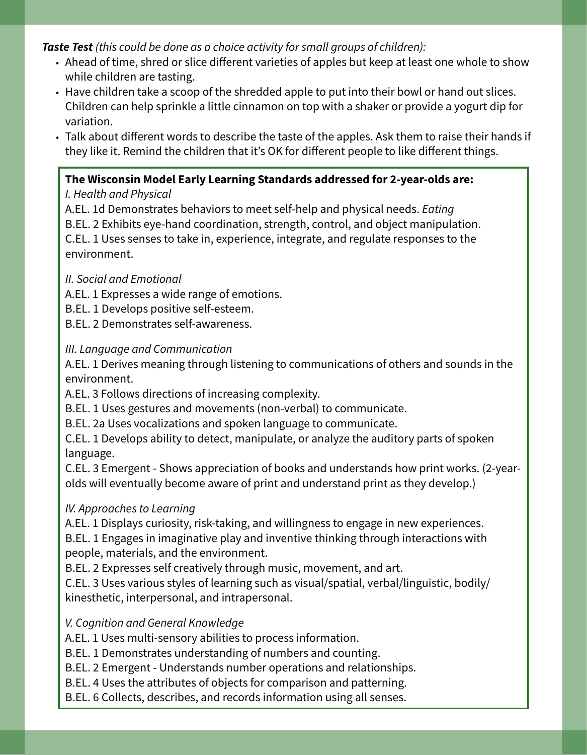***Taste Test*** *(this could be done as a choice activity for small groups of children):*

- Ahead of time, shred or slice different varieties of apples but keep at least one whole to show while children are tasting.
- Have children take a scoop of the shredded apple to put into their bowl or hand out slices. Children can help sprinkle a little cinnamon on top with a shaker or provide a yogurt dip for variation.
- Talk about different words to describe the taste of the apples. Ask them to raise their hands if they like it. Remind the children that it's OK for different people to like different things.

**The Wisconsin Model Early Learning Standards addressed for 2-year-olds are:**

*I. Health and Physical*

A.EL. 1d Demonstrates behaviors to meet self-help and physical needs. *Eating*

B.EL. 2 Exhibits eye-hand coordination, strength, control, and object manipulation.

C.EL. 1 Uses senses to take in, experience, integrate, and regulate responses to the environment.

*II. Social and Emotional*

A.EL. 1 Expresses a wide range of emotions.

B.EL. 1 Develops positive self-esteem.

B.EL. 2 Demonstrates self-awareness.

*III. Language and Communication*

A.EL. 1 Derives meaning through listening to communications of others and sounds in the environment.

A.EL. 3 Follows directions of increasing complexity.

B.EL. 1 Uses gestures and movements (non-verbal) to communicate.

B.EL. 2a Uses vocalizations and spoken language to communicate.

C.EL. 1 Develops ability to detect, manipulate, or analyze the auditory parts of spoken language.

C.EL. 3 Emergent - Shows appreciation of books and understands how print works. (2-year-olds will eventually become aware of print and understand print as they develop.)

*IV. Approaches to Learning*

A.EL. 1 Displays curiosity, risk-taking, and willingness to engage in new experiences.

B.EL. 1 Engages in imaginative play and inventive thinking through interactions with people, materials, and the environment.

B.EL. 2 Expresses self creatively through music, movement, and art.

C.EL. 3 Uses various styles of learning such as visual/spatial, verbal/linguistic, bodily/kinesthetic, interpersonal, and intrapersonal.

*V. Cognition and General Knowledge*

A.EL. 1 Uses multi-sensory abilities to process information.

B.EL. 1 Demonstrates understanding of numbers and counting.

B.EL. 2 Emergent - Understands number operations and relationships.

B.EL. 4 Uses the attributes of objects for comparison and patterning.

B.EL. 6 Collects, describes, and records information using all senses.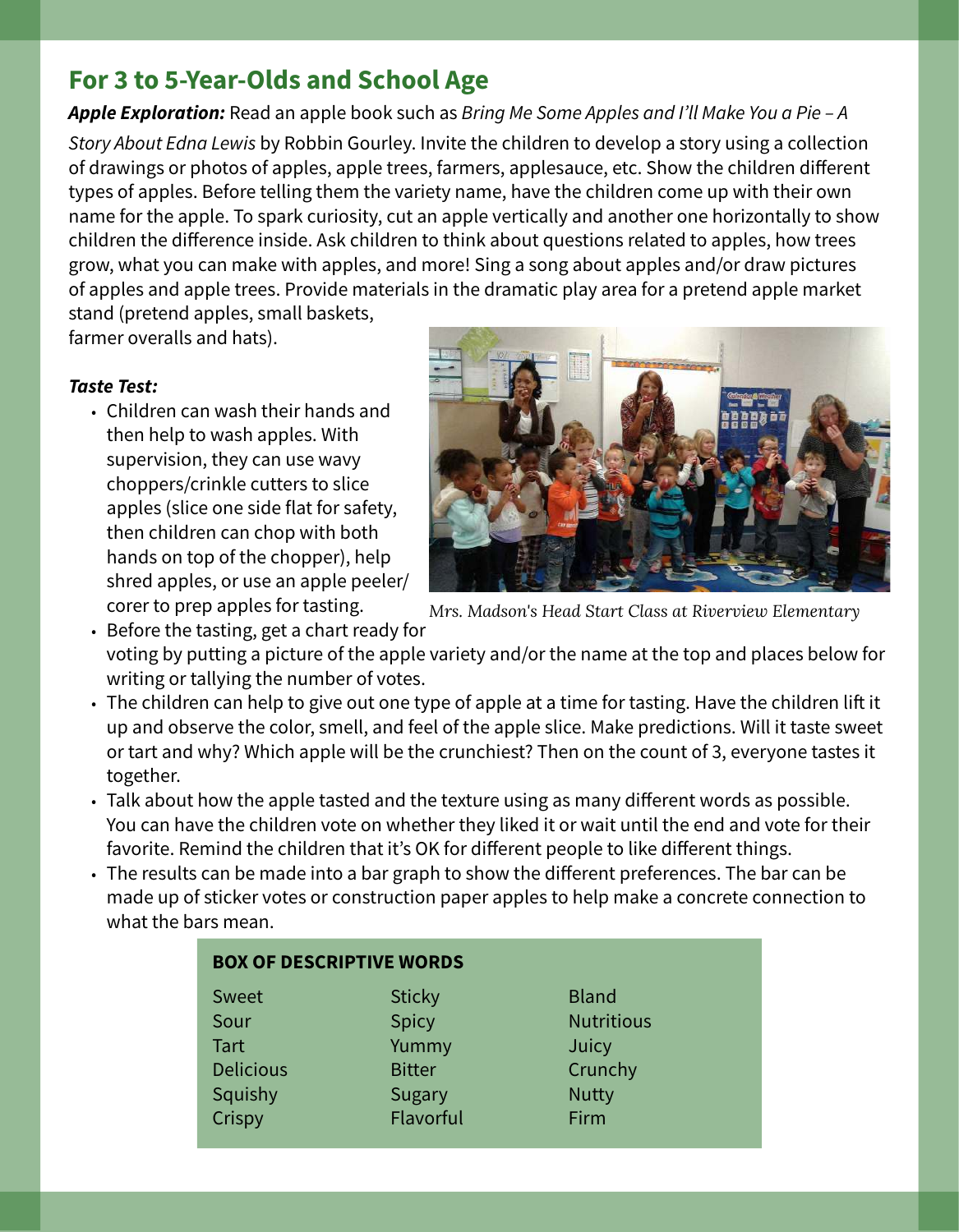## For 3 to 5-Year-Olds and School Age

***Apple Exploration:*** Read an apple book such as *Bring Me Some Apples and I'll Make You a Pie – A Story About Edna Lewis* by Robbin Gourley. Invite the children to develop a story using a collection of drawings or photos of apples, apple trees, farmers, applesauce, etc. Show the children different types of apples. Before telling them the variety name, have the children come up with their own name for the apple. To spark curiosity, cut an apple vertically and another one horizontally to show children the difference inside. Ask children to think about questions related to apples, how trees grow, what you can make with apples, and more! Sing a song about apples and/or draw pictures of apples and apple trees. Provide materials in the dramatic play area for a pretend apple market stand (pretend apples, small baskets, farmer overalls and hats).

***Taste Test:***

- Children can wash their hands and then help to wash apples. With supervision, they can use wavy choppers/crinkle cutters to slice apples (slice one side flat for safety, then children can chop with both hands on top of the chopper), help shred apples, or use an apple peeler/corer to prep apples for tasting.
- Before the tasting, get a chart ready for voting by putting a picture of the apple variety and/or the name at the top and places below for writing or tallying the number of votes.
- The children can help to give out one type of apple at a time for tasting. Have the children lift it up and observe the color, smell, and feel of the apple slice. Make predictions. Will it taste sweet or tart and why? Which apple will be the crunchiest? Then on the count of 3, everyone tastes it together.
- Talk about how the apple tasted and the texture using as many different words as possible. You can have the children vote on whether they liked it or wait until the end and vote for their favorite. Remind the children that it's OK for different people to like different things.
- The results can be made into a bar graph to show the different preferences. The bar can be made up of sticker votes or construction paper apples to help make a concrete connection to what the bars mean.

*Mrs. Madson's Head Start Class at Riverview Elementary*

**BOX OF DESCRIPTIVE WORDS**

| | | |
|---|---|---|
| Sweet | Sticky | Bland |
| Sour | Spicy | Nutritious |
| Tart | Yummy | Juicy |
| Delicious | Bitter | Crunchy |
| Squishy | Sugary | Nutty |
| Crispy | Flavorful | Firm |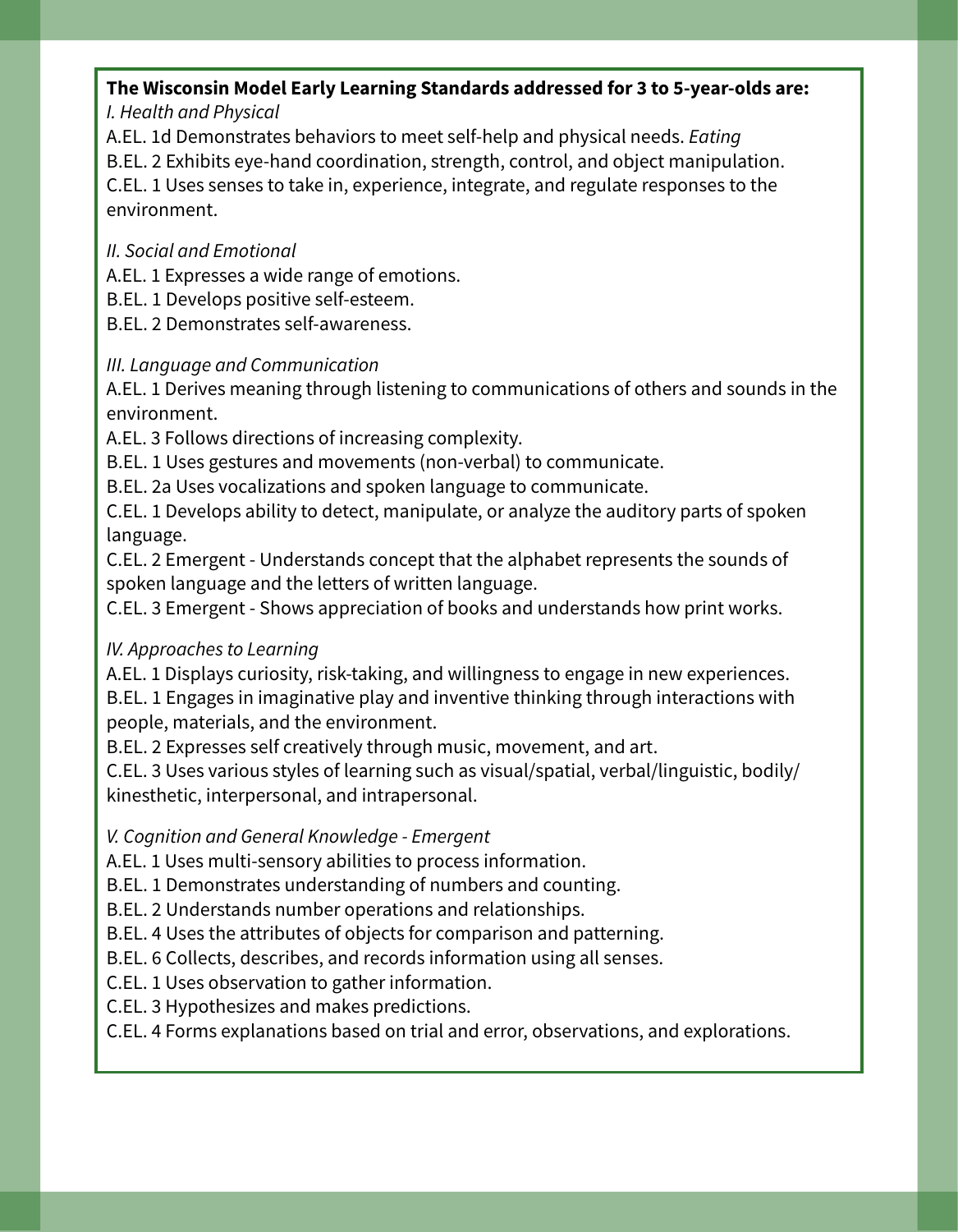**The Wisconsin Model Early Learning Standards addressed for 3 to 5-year-olds are:**

*I. Health and Physical*

A.EL. 1d Demonstrates behaviors to meet self-help and physical needs. *Eating*

B.EL. 2 Exhibits eye-hand coordination, strength, control, and object manipulation.

C.EL. 1 Uses senses to take in, experience, integrate, and regulate responses to the environment.

*II. Social and Emotional*

A.EL. 1 Expresses a wide range of emotions.

B.EL. 1 Develops positive self-esteem.

B.EL. 2 Demonstrates self-awareness.

*III. Language and Communication*

A.EL. 1 Derives meaning through listening to communications of others and sounds in the environment.

A.EL. 3 Follows directions of increasing complexity.

B.EL. 1 Uses gestures and movements (non-verbal) to communicate.

B.EL. 2a Uses vocalizations and spoken language to communicate.

C.EL. 1 Develops ability to detect, manipulate, or analyze the auditory parts of spoken language.

C.EL. 2 Emergent - Understands concept that the alphabet represents the sounds of spoken language and the letters of written language.

C.EL. 3 Emergent - Shows appreciation of books and understands how print works.

*IV. Approaches to Learning*

A.EL. 1 Displays curiosity, risk-taking, and willingness to engage in new experiences.

B.EL. 1 Engages in imaginative play and inventive thinking through interactions with people, materials, and the environment.

B.EL. 2 Expresses self creatively through music, movement, and art.

C.EL. 3 Uses various styles of learning such as visual/spatial, verbal/linguistic, bodily/kinesthetic, interpersonal, and intrapersonal.

*V. Cognition and General Knowledge - Emergent*

A.EL. 1 Uses multi-sensory abilities to process information.

B.EL. 1 Demonstrates understanding of numbers and counting.

B.EL. 2 Understands number operations and relationships.

B.EL. 4 Uses the attributes of objects for comparison and patterning.

B.EL. 6 Collects, describes, and records information using all senses.

C.EL. 1 Uses observation to gather information.

C.EL. 3 Hypothesizes and makes predictions.

C.EL. 4 Forms explanations based on trial and error, observations, and explorations.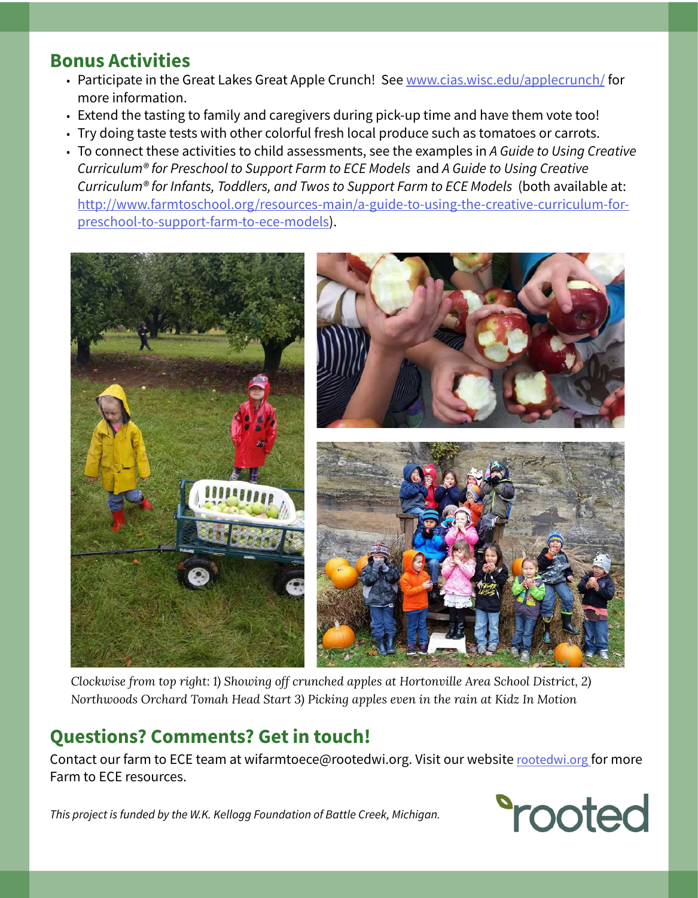## Bonus Activities

- Participate in the Great Lakes Great Apple Crunch! See [www.cias.wisc.edu/applecrunch/](www.cias.wisc.edu/applecrunch/) for more information.
- Extend the tasting to family and caregivers during pick-up time and have them vote too!
- Try doing taste tests with other colorful fresh local produce such as tomatoes or carrots.
- To connect these activities to child assessments, see the examples in *A Guide to Using Creative Curriculum® for Preschool to Support Farm to ECE Models* and *A Guide to Using Creative Curriculum® for Infants, Toddlers, and Twos to Support Farm to ECE Models* (both available at: [http://www.farmtoschool.org/resources-main/a-guide-to-using-the-creative-curriculum-for-preschool-to-support-farm-to-ece-models](http://www.farmtoschool.org/resources-main/a-guide-to-using-the-creative-curriculum-for-preschool-to-support-farm-to-ece-models)).

*Clockwise from top right: 1) Showing off crunched apples at Hortonville Area School District, 2) Northwoods Orchard Tomah Head Start 3) Picking apples even in the rain at Kidz In Motion*

## Questions? Comments? Get in touch!

Contact our farm to ECE team at wifarmtoece@rootedwi.org. Visit our website [rootedwi.org](rootedwi.org) for more Farm to ECE resources.

*This project is funded by the W.K. Kellogg Foundation of Battle Creek, Michigan.*

rooted